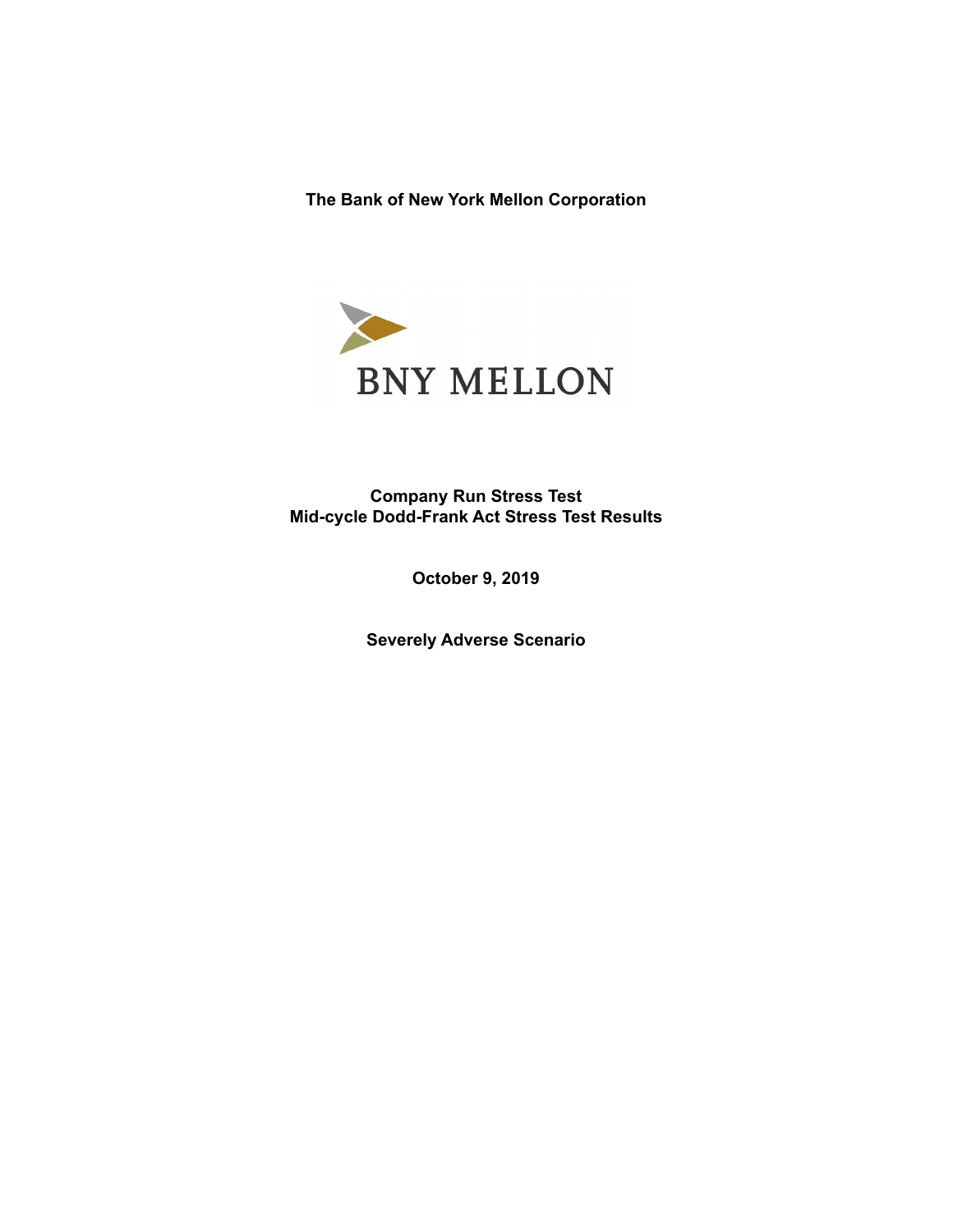**The Bank of New York Mellon Corporation**

BNY MELLON

**Company Run Stress Test**
**Mid-cycle Dodd-Frank Act Stress Test Results**

**October 9, 2019**

**Severely Adverse Scenario**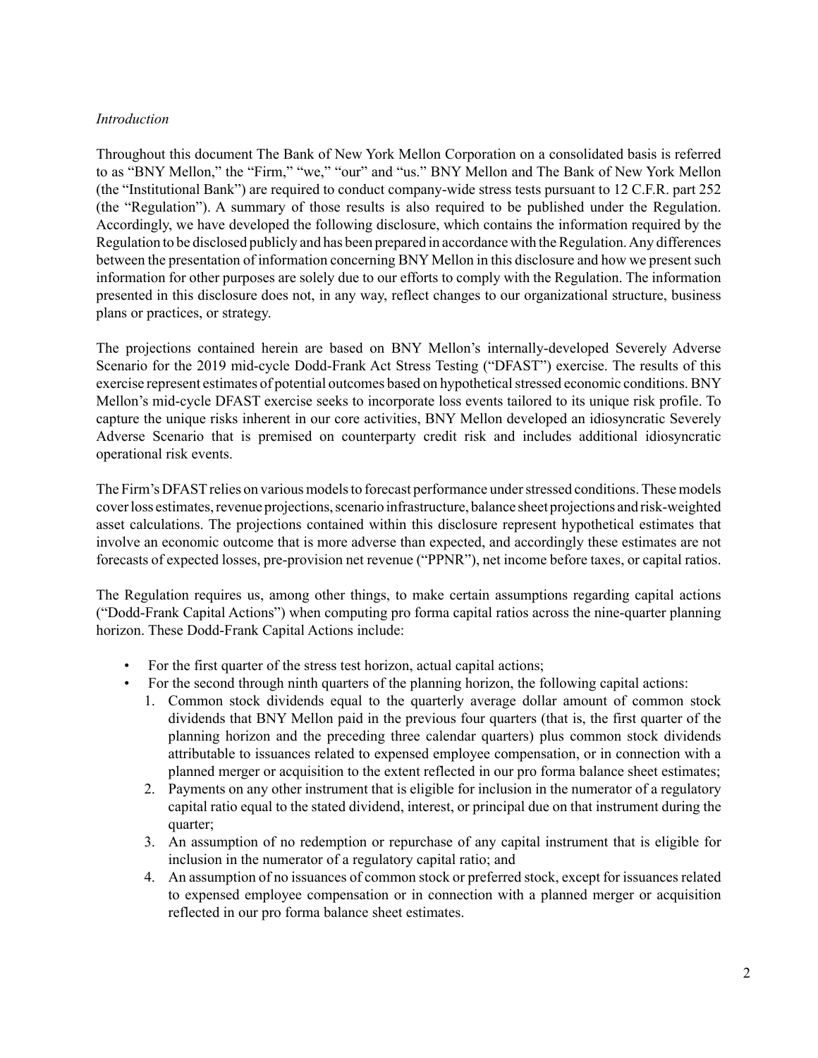*Introduction*

Throughout this document The Bank of New York Mellon Corporation on a consolidated basis is referred to as "BNY Mellon," the "Firm," "we," "our" and "us." BNY Mellon and The Bank of New York Mellon (the "Institutional Bank") are required to conduct company-wide stress tests pursuant to 12 C.F.R. part 252 (the "Regulation"). A summary of those results is also required to be published under the Regulation. Accordingly, we have developed the following disclosure, which contains the information required by the Regulation to be disclosed publicly and has been prepared in accordance with the Regulation. Any differences between the presentation of information concerning BNY Mellon in this disclosure and how we present such information for other purposes are solely due to our efforts to comply with the Regulation. The information presented in this disclosure does not, in any way, reflect changes to our organizational structure, business plans or practices, or strategy.

The projections contained herein are based on BNY Mellon's internally-developed Severely Adverse Scenario for the 2019 mid-cycle Dodd-Frank Act Stress Testing ("DFAST") exercise. The results of this exercise represent estimates of potential outcomes based on hypothetical stressed economic conditions. BNY Mellon's mid-cycle DFAST exercise seeks to incorporate loss events tailored to its unique risk profile. To capture the unique risks inherent in our core activities, BNY Mellon developed an idiosyncratic Severely Adverse Scenario that is premised on counterparty credit risk and includes additional idiosyncratic operational risk events.

The Firm's DFAST relies on various models to forecast performance under stressed conditions. These models cover loss estimates, revenue projections, scenario infrastructure, balance sheet projections and risk-weighted asset calculations. The projections contained within this disclosure represent hypothetical estimates that involve an economic outcome that is more adverse than expected, and accordingly these estimates are not forecasts of expected losses, pre-provision net revenue ("PPNR"), net income before taxes, or capital ratios.

The Regulation requires us, among other things, to make certain assumptions regarding capital actions ("Dodd-Frank Capital Actions") when computing pro forma capital ratios across the nine-quarter planning horizon. These Dodd-Frank Capital Actions include:

- For the first quarter of the stress test horizon, actual capital actions;
- For the second through ninth quarters of the planning horizon, the following capital actions:
  1. Common stock dividends equal to the quarterly average dollar amount of common stock dividends that BNY Mellon paid in the previous four quarters (that is, the first quarter of the planning horizon and the preceding three calendar quarters) plus common stock dividends attributable to issuances related to expensed employee compensation, or in connection with a planned merger or acquisition to the extent reflected in our pro forma balance sheet estimates;
  2. Payments on any other instrument that is eligible for inclusion in the numerator of a regulatory capital ratio equal to the stated dividend, interest, or principal due on that instrument during the quarter;
  3. An assumption of no redemption or repurchase of any capital instrument that is eligible for inclusion in the numerator of a regulatory capital ratio; and
  4. An assumption of no issuances of common stock or preferred stock, except for issuances related to expensed employee compensation or in connection with a planned merger or acquisition reflected in our pro forma balance sheet estimates.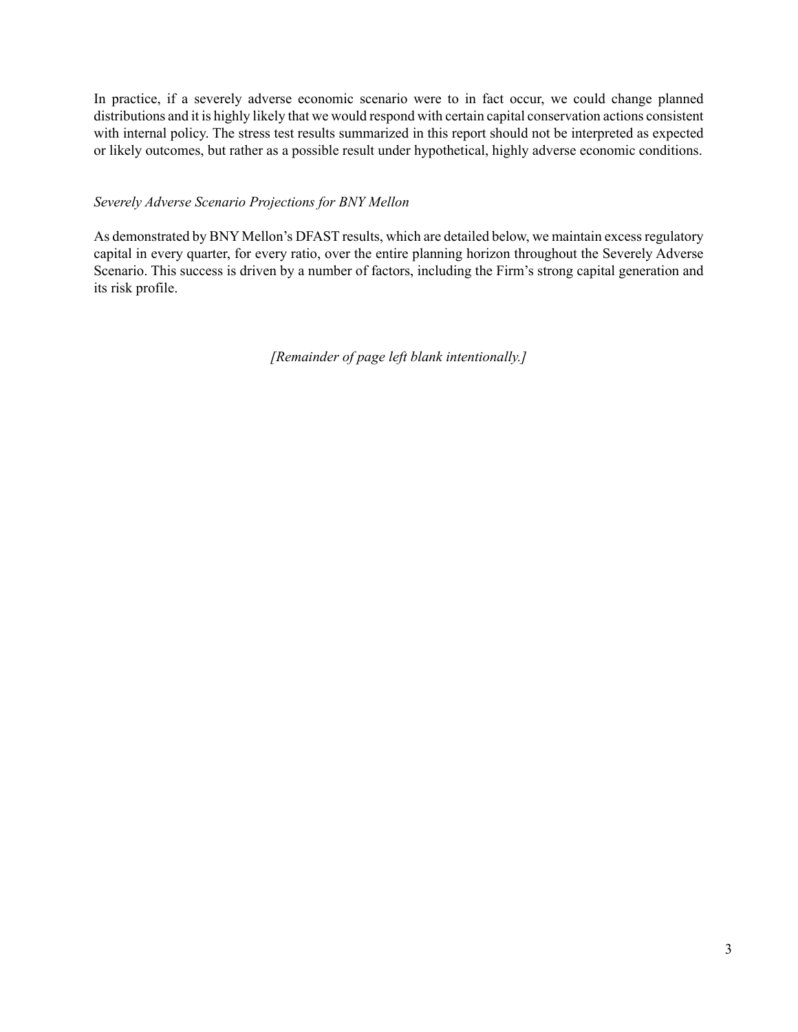In practice, if a severely adverse economic scenario were to in fact occur, we could change planned distributions and it is highly likely that we would respond with certain capital conservation actions consistent with internal policy. The stress test results summarized in this report should not be interpreted as expected or likely outcomes, but rather as a possible result under hypothetical, highly adverse economic conditions.

*Severely Adverse Scenario Projections for BNY Mellon*

As demonstrated by BNY Mellon's DFAST results, which are detailed below, we maintain excess regulatory capital in every quarter, for every ratio, over the entire planning horizon throughout the Severely Adverse Scenario. This success is driven by a number of factors, including the Firm's strong capital generation and its risk profile.

*[Remainder of page left blank intentionally.]*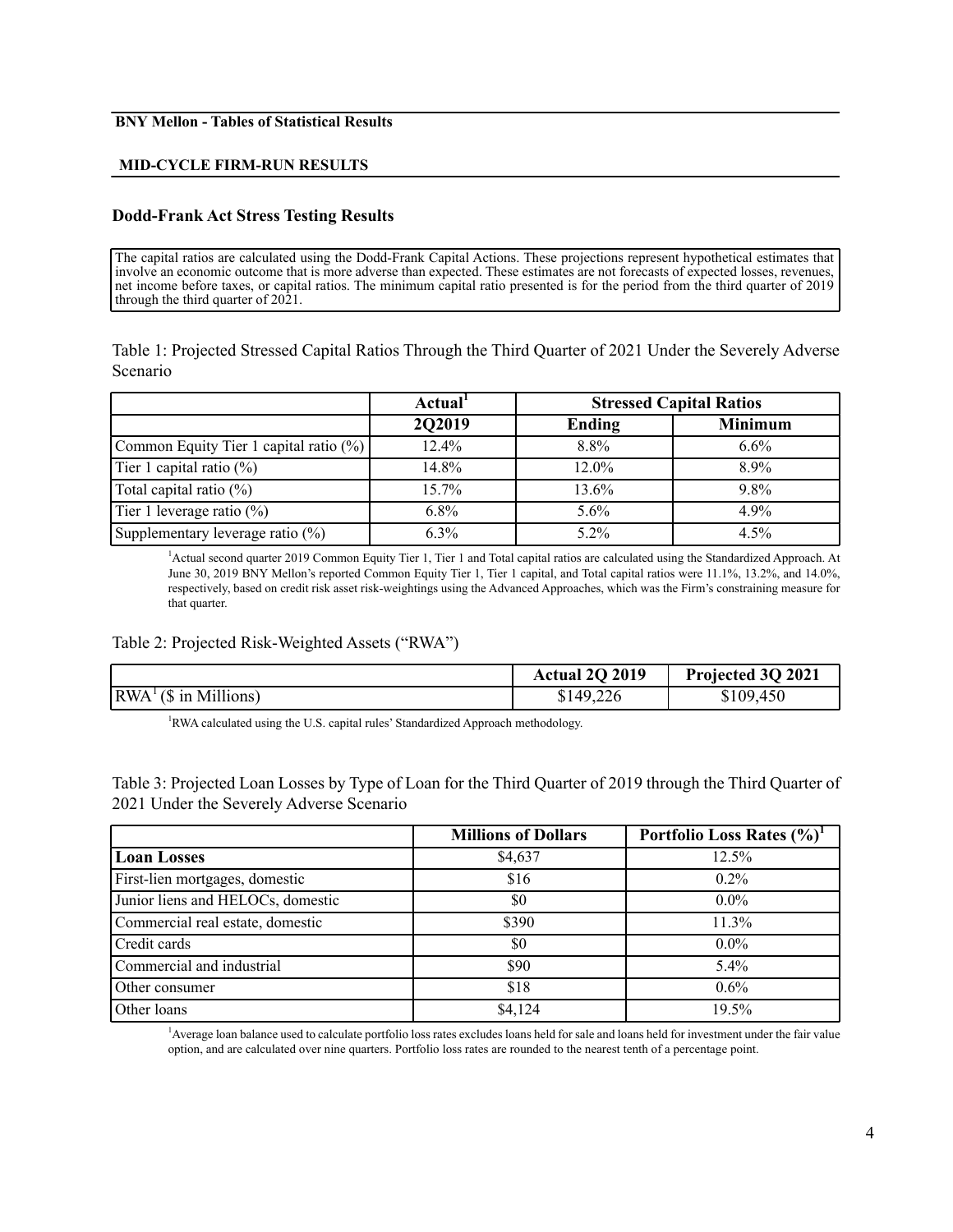**BNY Mellon - Tables of Statistical Results**

**MID-CYCLE FIRM-RUN RESULTS**

### Dodd-Frank Act Stress Testing Results

The capital ratios are calculated using the Dodd-Frank Capital Actions. These projections represent hypothetical estimates that involve an economic outcome that is more adverse than expected. These estimates are not forecasts of expected losses, revenues, net income before taxes, or capital ratios. The minimum capital ratio presented is for the period from the third quarter of 2019 through the third quarter of 2021.

Table 1: Projected Stressed Capital Ratios Through the Third Quarter of 2021 Under the Severely Adverse Scenario

| | Actual[1] | Stressed Capital Ratios | |
|---|---|---|---|
| | 2Q2019 | Ending | Minimum |
| Common Equity Tier 1 capital ratio (%) | 12.4% | 8.8% | 6.6% |
| Tier 1 capital ratio (%) | 14.8% | 12.0% | 8.9% |
| Total capital ratio (%) | 15.7% | 13.6% | 9.8% |
| Tier 1 leverage ratio (%) | 6.8% | 5.6% | 4.9% |
| Supplementary leverage ratio (%) | 6.3% | 5.2% | 4.5% |

[1]Actual second quarter 2019 Common Equity Tier 1, Tier 1 and Total capital ratios are calculated using the Standardized Approach. At June 30, 2019 BNY Mellon's reported Common Equity Tier 1, Tier 1 capital, and Total capital ratios were 11.1%, 13.2%, and 14.0%, respectively, based on credit risk asset risk-weightings using the Advanced Approaches, which was the Firm's constraining measure for that quarter.

Table 2: Projected Risk-Weighted Assets ("RWA")

| | Actual 2Q 2019 | Projected 3Q 2021 |
|---|---|---|
| RWA[1] ($ in Millions) | $149,226 | $109,450 |

[1]RWA calculated using the U.S. capital rules' Standardized Approach methodology.

Table 3: Projected Loan Losses by Type of Loan for the Third Quarter of 2019 through the Third Quarter of 2021 Under the Severely Adverse Scenario

| | Millions of Dollars | Portfolio Loss Rates (%)[1] |
|---|---|---|
| **Loan Losses** | $4,637 | 12.5% |
| First-lien mortgages, domestic | $16 | 0.2% |
| Junior liens and HELOCs, domestic | $0 | 0.0% |
| Commercial real estate, domestic | $390 | 11.3% |
| Credit cards | $0 | 0.0% |
| Commercial and industrial | $90 | 5.4% |
| Other consumer | $18 | 0.6% |
| Other loans | $4,124 | 19.5% |

[1]Average loan balance used to calculate portfolio loss rates excludes loans held for sale and loans held for investment under the fair value option, and are calculated over nine quarters. Portfolio loss rates are rounded to the nearest tenth of a percentage point.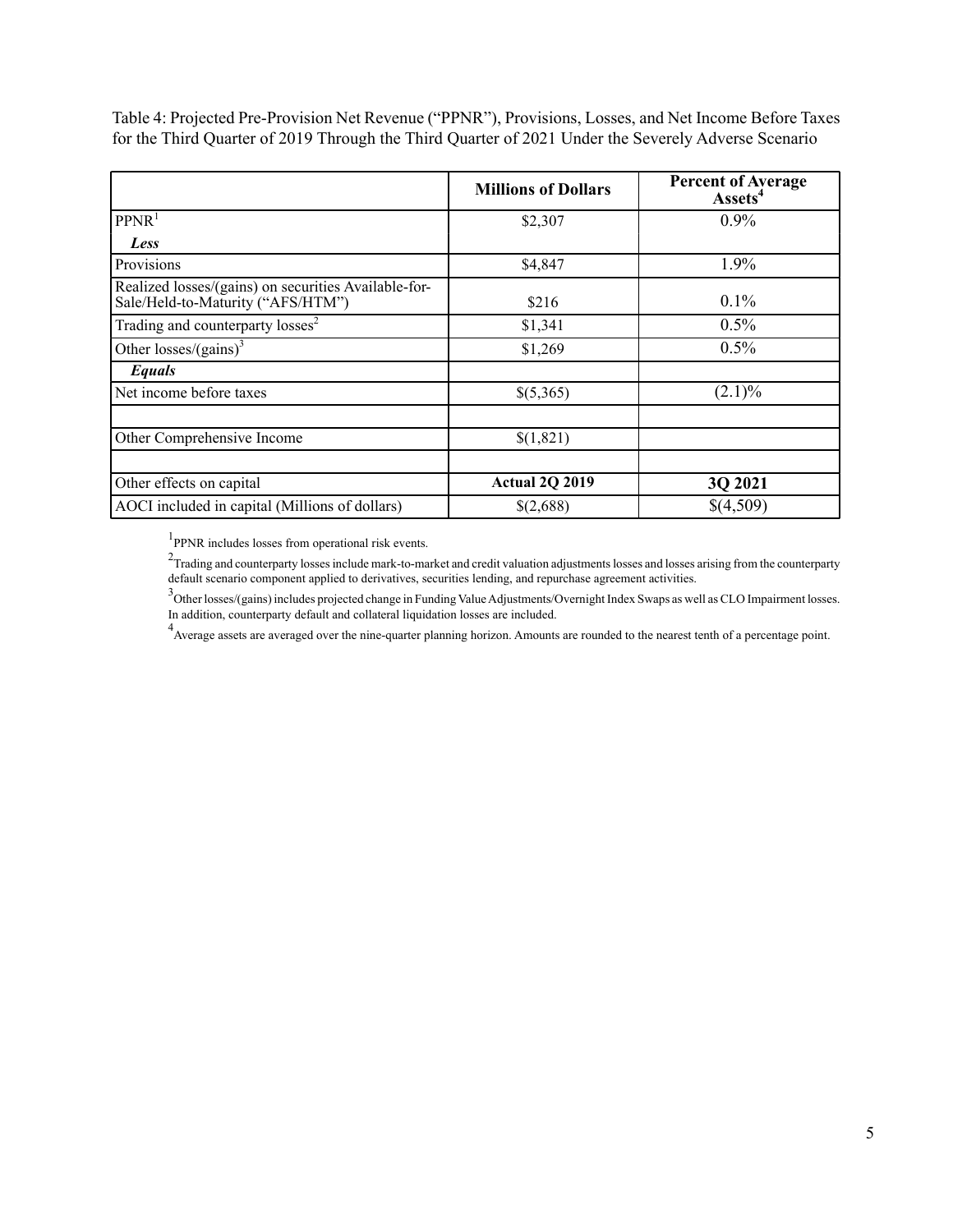Table 4: Projected Pre-Provision Net Revenue ("PPNR"), Provisions, Losses, and Net Income Before Taxes for the Third Quarter of 2019 Through the Third Quarter of 2021 Under the Severely Adverse Scenario

| | Millions of Dollars | Percent of Average Assets[4] |
|---|---|---|
| PPNR[1] | \$2,307 | 0.9% |
| ***Less*** | | |
| Provisions | \$4,847 | 1.9% |
| Realized losses/(gains) on securities Available-for-Sale/Held-to-Maturity ("AFS/HTM") | \$216 | 0.1% |
| Trading and counterparty losses[2] | \$1,341 | 0.5% |
| Other losses/(gains)[3] | \$1,269 | 0.5% |
| ***Equals*** | | |
| Net income before taxes | \$(5,365) | (2.1)% |
| | | |
| Other Comprehensive Income | \$(1,821) | |
| | | |
| Other effects on capital | **Actual 2Q 2019** | **3Q 2021** |
| AOCI included in capital (Millions of dollars) | \$(2,688) | \$(4,509) |

[1] PPNR includes losses from operational risk events.

[2] Trading and counterparty losses include mark-to-market and credit valuation adjustments losses and losses arising from the counterparty default scenario component applied to derivatives, securities lending, and repurchase agreement activities.

[3] Other losses/(gains) includes projected change in Funding Value Adjustments/Overnight Index Swaps as well as CLO Impairment losses. In addition, counterparty default and collateral liquidation losses are included.

[4] Average assets are averaged over the nine-quarter planning horizon. Amounts are rounded to the nearest tenth of a percentage point.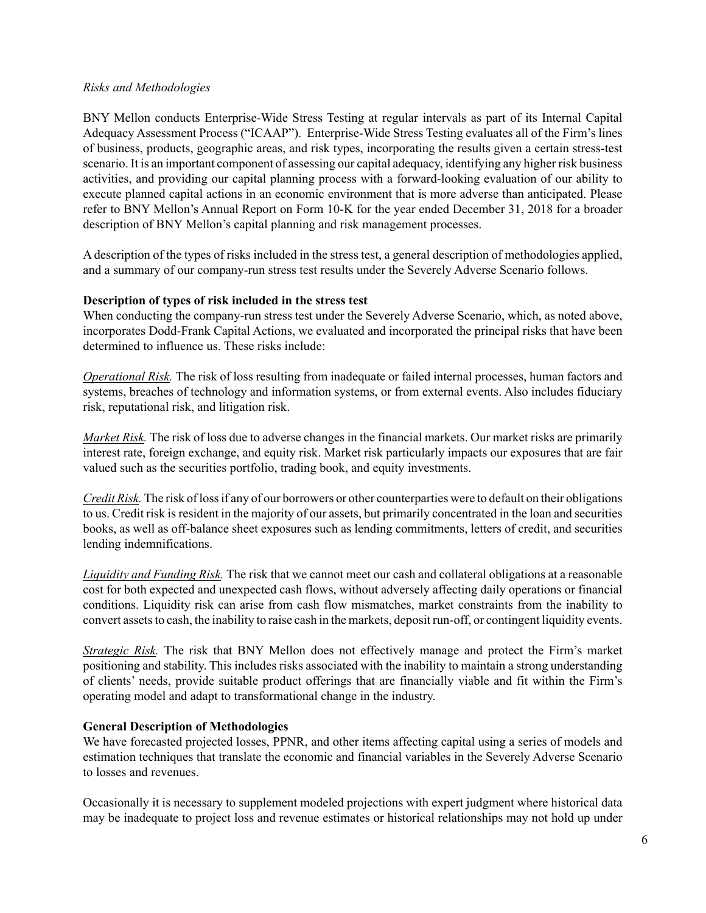*Risks and Methodologies*

BNY Mellon conducts Enterprise-Wide Stress Testing at regular intervals as part of its Internal Capital Adequacy Assessment Process ("ICAAP"). Enterprise-Wide Stress Testing evaluates all of the Firm's lines of business, products, geographic areas, and risk types, incorporating the results given a certain stress-test scenario. It is an important component of assessing our capital adequacy, identifying any higher risk business activities, and providing our capital planning process with a forward-looking evaluation of our ability to execute planned capital actions in an economic environment that is more adverse than anticipated. Please refer to BNY Mellon's Annual Report on Form 10-K for the year ended December 31, 2018 for a broader description of BNY Mellon's capital planning and risk management processes.

A description of the types of risks included in the stress test, a general description of methodologies applied, and a summary of our company-run stress test results under the Severely Adverse Scenario follows.

**Description of types of risk included in the stress test**

When conducting the company-run stress test under the Severely Adverse Scenario, which, as noted above, incorporates Dodd-Frank Capital Actions, we evaluated and incorporated the principal risks that have been determined to influence us. These risks include:

*Operational Risk.* The risk of loss resulting from inadequate or failed internal processes, human factors and systems, breaches of technology and information systems, or from external events. Also includes fiduciary risk, reputational risk, and litigation risk.

*Market Risk.* The risk of loss due to adverse changes in the financial markets. Our market risks are primarily interest rate, foreign exchange, and equity risk. Market risk particularly impacts our exposures that are fair valued such as the securities portfolio, trading book, and equity investments.

*Credit Risk.* The risk of loss if any of our borrowers or other counterparties were to default on their obligations to us. Credit risk is resident in the majority of our assets, but primarily concentrated in the loan and securities books, as well as off-balance sheet exposures such as lending commitments, letters of credit, and securities lending indemnifications.

*Liquidity and Funding Risk.* The risk that we cannot meet our cash and collateral obligations at a reasonable cost for both expected and unexpected cash flows, without adversely affecting daily operations or financial conditions. Liquidity risk can arise from cash flow mismatches, market constraints from the inability to convert assets to cash, the inability to raise cash in the markets, deposit run-off, or contingent liquidity events.

*Strategic Risk.* The risk that BNY Mellon does not effectively manage and protect the Firm's market positioning and stability. This includes risks associated with the inability to maintain a strong understanding of clients' needs, provide suitable product offerings that are financially viable and fit within the Firm's operating model and adapt to transformational change in the industry.

**General Description of Methodologies**

We have forecasted projected losses, PPNR, and other items affecting capital using a series of models and estimation techniques that translate the economic and financial variables in the Severely Adverse Scenario to losses and revenues.

Occasionally it is necessary to supplement modeled projections with expert judgment where historical data may be inadequate to project loss and revenue estimates or historical relationships may not hold up under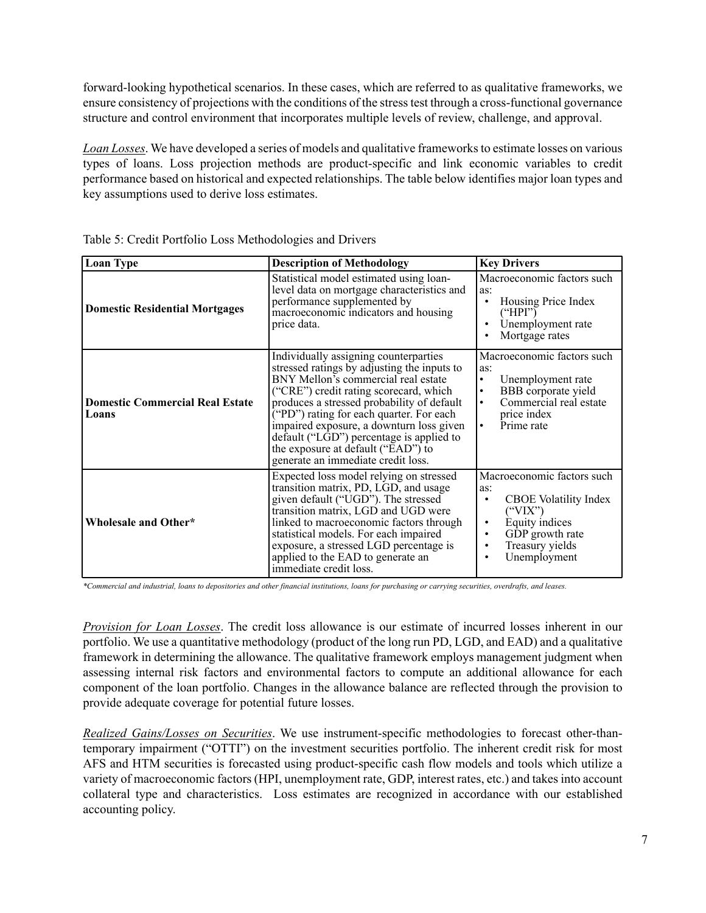forward-looking hypothetical scenarios. In these cases, which are referred to as qualitative frameworks, we ensure consistency of projections with the conditions of the stress test through a cross-functional governance structure and control environment that incorporates multiple levels of review, challenge, and approval.

*Loan Losses*. We have developed a series of models and qualitative frameworks to estimate losses on various types of loans. Loss projection methods are product-specific and link economic variables to credit performance based on historical and expected relationships. The table below identifies major loan types and key assumptions used to derive loss estimates.

Table 5: Credit Portfolio Loss Methodologies and Drivers

| Loan Type | Description of Methodology | Key Drivers |
|---|---|---|
| **Domestic Residential Mortgages** | Statistical model estimated using loan-level data on mortgage characteristics and performance supplemented by macroeconomic indicators and housing price data. | Macroeconomic factors such as:<br>• Housing Price Index ("HPI")<br>• Unemployment rate<br>• Mortgage rates |
| **Domestic Commercial Real Estate Loans** | Individually assigning counterparties stressed ratings by adjusting the inputs to BNY Mellon's commercial real estate ("CRE") credit rating scorecard, which produces a stressed probability of default ("PD") rating for each quarter. For each impaired exposure, a downturn loss given default ("LGD") percentage is applied to the exposure at default ("EAD") to generate an immediate credit loss. | Macroeconomic factors such as:<br>• Unemployment rate<br>• BBB corporate yield<br>• Commercial real estate price index<br>• Prime rate |
| **Wholesale and Other*** | Expected loss model relying on stressed transition matrix, PD, LGD, and usage given default ("UGD"). The stressed transition matrix, LGD and UGD were linked to macroeconomic factors through statistical models. For each impaired exposure, a stressed LGD percentage is applied to the EAD to generate an immediate credit loss. | Macroeconomic factors such as:<br>• CBOE Volatility Index ("VIX")<br>• Equity indices<br>• GDP growth rate<br>• Treasury yields<br>• Unemployment |

**Commercial and industrial, loans to depositories and other financial institutions, loans for purchasing or carrying securities, overdrafts, and leases.*

*Provision for Loan Losses*. The credit loss allowance is our estimate of incurred losses inherent in our portfolio. We use a quantitative methodology (product of the long run PD, LGD, and EAD) and a qualitative framework in determining the allowance. The qualitative framework employs management judgment when assessing internal risk factors and environmental factors to compute an additional allowance for each component of the loan portfolio. Changes in the allowance balance are reflected through the provision to provide adequate coverage for potential future losses.

*Realized Gains/Losses on Securities*. We use instrument-specific methodologies to forecast other-than-temporary impairment ("OTTI") on the investment securities portfolio. The inherent credit risk for most AFS and HTM securities is forecasted using product-specific cash flow models and tools which utilize a variety of macroeconomic factors (HPI, unemployment rate, GDP, interest rates, etc.) and takes into account collateral type and characteristics. Loss estimates are recognized in accordance with our established accounting policy.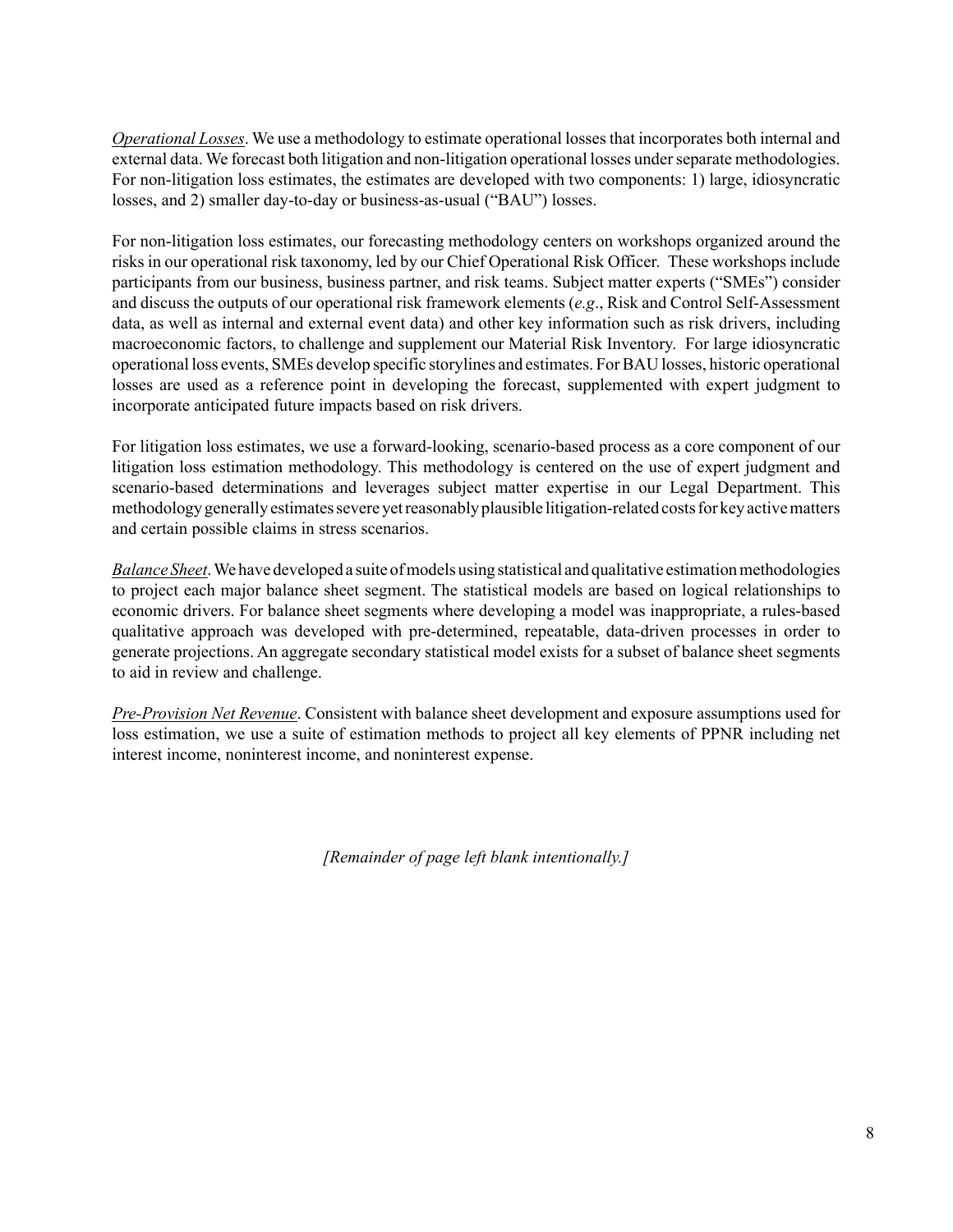*Operational Losses*. We use a methodology to estimate operational losses that incorporates both internal and external data. We forecast both litigation and non-litigation operational losses under separate methodologies. For non-litigation loss estimates, the estimates are developed with two components: 1) large, idiosyncratic losses, and 2) smaller day-to-day or business-as-usual ("BAU") losses.

For non-litigation loss estimates, our forecasting methodology centers on workshops organized around the risks in our operational risk taxonomy, led by our Chief Operational Risk Officer. These workshops include participants from our business, business partner, and risk teams. Subject matter experts ("SMEs") consider and discuss the outputs of our operational risk framework elements (*e.g*., Risk and Control Self-Assessment data, as well as internal and external event data) and other key information such as risk drivers, including macroeconomic factors, to challenge and supplement our Material Risk Inventory. For large idiosyncratic operational loss events, SMEs develop specific storylines and estimates. For BAU losses, historic operational losses are used as a reference point in developing the forecast, supplemented with expert judgment to incorporate anticipated future impacts based on risk drivers.

For litigation loss estimates, we use a forward-looking, scenario-based process as a core component of our litigation loss estimation methodology. This methodology is centered on the use of expert judgment and scenario-based determinations and leverages subject matter expertise in our Legal Department. This methodology generally estimates severe yet reasonably plausible litigation-related costs for key active matters and certain possible claims in stress scenarios.

*Balance Sheet*. We have developed a suite of models using statistical and qualitative estimation methodologies to project each major balance sheet segment. The statistical models are based on logical relationships to economic drivers. For balance sheet segments where developing a model was inappropriate, a rules-based qualitative approach was developed with pre-determined, repeatable, data-driven processes in order to generate projections. An aggregate secondary statistical model exists for a subset of balance sheet segments to aid in review and challenge.

*Pre-Provision Net Revenue*. Consistent with balance sheet development and exposure assumptions used for loss estimation, we use a suite of estimation methods to project all key elements of PPNR including net interest income, noninterest income, and noninterest expense.

*[Remainder of page left blank intentionally.]*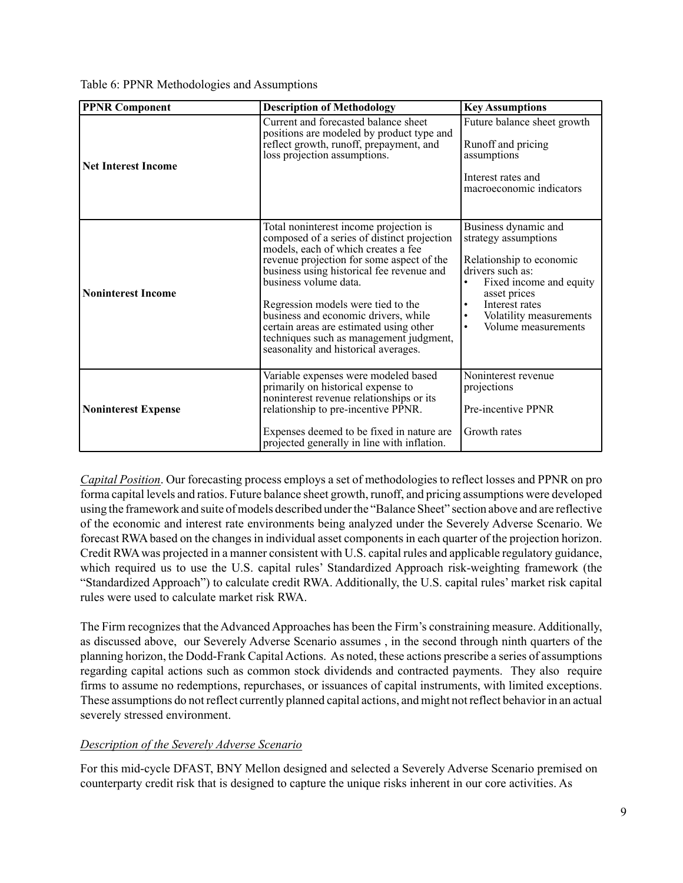Table 6: PPNR Methodologies and Assumptions

| PPNR Component | Description of Methodology | Key Assumptions |
|---|---|---|
| **Net Interest Income** | Current and forecasted balance sheet positions are modeled by product type and reflect growth, runoff, prepayment, and loss projection assumptions. | Future balance sheet growth<br><br>Runoff and pricing assumptions<br><br>Interest rates and macroeconomic indicators |
| **Noninterest Income** | Total noninterest income projection is composed of a series of distinct projection models, each of which creates a fee revenue projection for some aspect of the business using historical fee revenue and business volume data.<br><br>Regression models were tied to the business and economic drivers, while certain areas are estimated using other techniques such as management judgment, seasonality and historical averages. | Business dynamic and strategy assumptions<br><br>Relationship to economic drivers such as:<br>• Fixed income and equity asset prices<br>• Interest rates<br>• Volatility measurements<br>• Volume measurements |
| **Noninterest Expense** | Variable expenses were modeled based primarily on historical expense to noninterest revenue relationships or its relationship to pre-incentive PPNR.<br><br>Expenses deemed to be fixed in nature are projected generally in line with inflation. | Noninterest revenue projections<br><br>Pre-incentive PPNR<br><br>Growth rates |

*Capital Position*. Our forecasting process employs a set of methodologies to reflect losses and PPNR on pro forma capital levels and ratios. Future balance sheet growth, runoff, and pricing assumptions were developed using the framework and suite of models described under the "Balance Sheet" section above and are reflective of the economic and interest rate environments being analyzed under the Severely Adverse Scenario. We forecast RWA based on the changes in individual asset components in each quarter of the projection horizon. Credit RWA was projected in a manner consistent with U.S. capital rules and applicable regulatory guidance, which required us to use the U.S. capital rules' Standardized Approach risk-weighting framework (the "Standardized Approach") to calculate credit RWA. Additionally, the U.S. capital rules' market risk capital rules were used to calculate market risk RWA.

The Firm recognizes that the Advanced Approaches has been the Firm's constraining measure. Additionally, as discussed above, our Severely Adverse Scenario assumes , in the second through ninth quarters of the planning horizon, the Dodd-Frank Capital Actions. As noted, these actions prescribe a series of assumptions regarding capital actions such as common stock dividends and contracted payments. They also require firms to assume no redemptions, repurchases, or issuances of capital instruments, with limited exceptions. These assumptions do not reflect currently planned capital actions, and might not reflect behavior in an actual severely stressed environment.

*Description of the Severely Adverse Scenario*

For this mid-cycle DFAST, BNY Mellon designed and selected a Severely Adverse Scenario premised on counterparty credit risk that is designed to capture the unique risks inherent in our core activities. As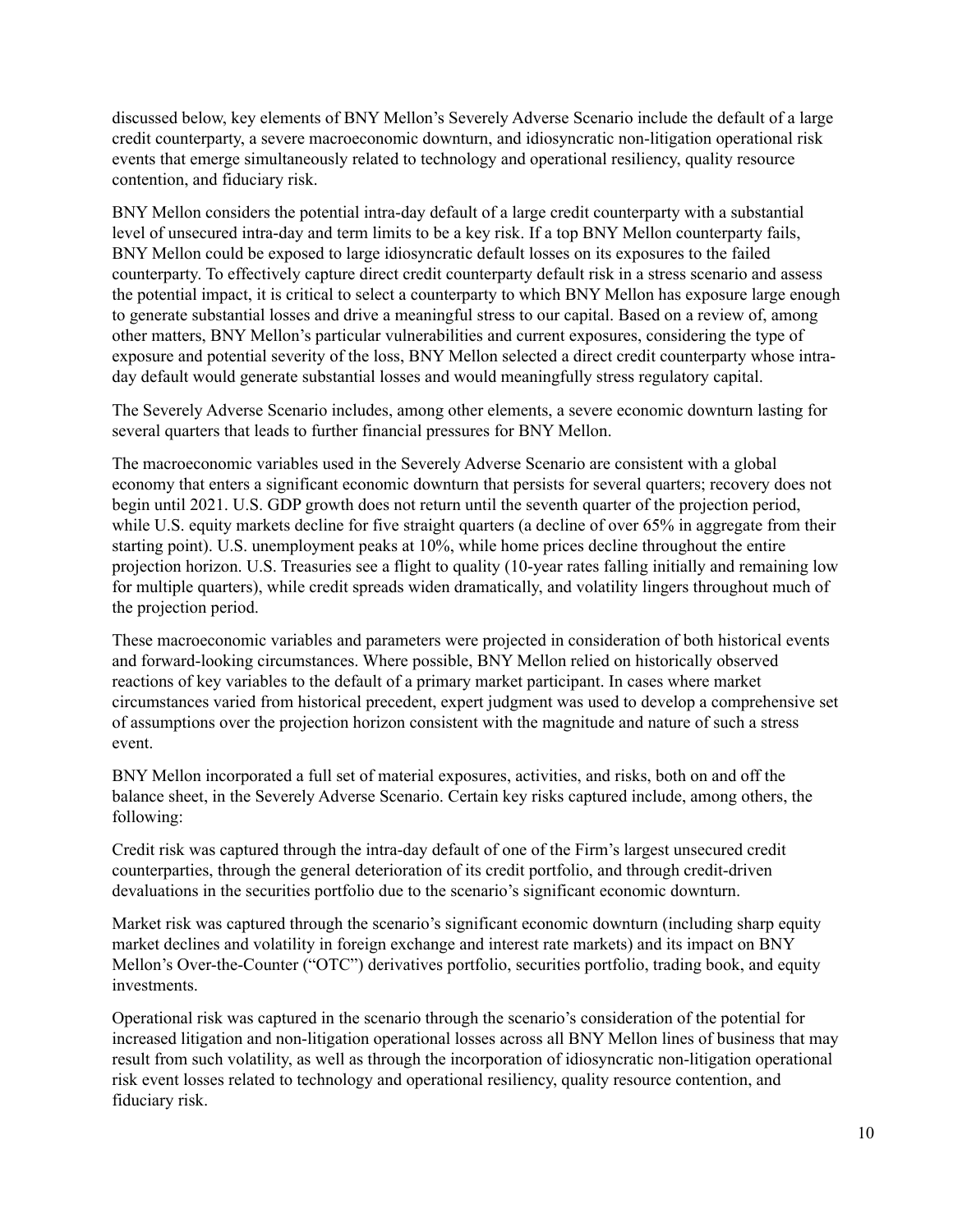discussed below, key elements of BNY Mellon's Severely Adverse Scenario include the default of a large credit counterparty, a severe macroeconomic downturn, and idiosyncratic non-litigation operational risk events that emerge simultaneously related to technology and operational resiliency, quality resource contention, and fiduciary risk.

BNY Mellon considers the potential intra-day default of a large credit counterparty with a substantial level of unsecured intra-day and term limits to be a key risk. If a top BNY Mellon counterparty fails, BNY Mellon could be exposed to large idiosyncratic default losses on its exposures to the failed counterparty. To effectively capture direct credit counterparty default risk in a stress scenario and assess the potential impact, it is critical to select a counterparty to which BNY Mellon has exposure large enough to generate substantial losses and drive a meaningful stress to our capital. Based on a review of, among other matters, BNY Mellon's particular vulnerabilities and current exposures, considering the type of exposure and potential severity of the loss, BNY Mellon selected a direct credit counterparty whose intra-day default would generate substantial losses and would meaningfully stress regulatory capital.

The Severely Adverse Scenario includes, among other elements, a severe economic downturn lasting for several quarters that leads to further financial pressures for BNY Mellon.

The macroeconomic variables used in the Severely Adverse Scenario are consistent with a global economy that enters a significant economic downturn that persists for several quarters; recovery does not begin until 2021. U.S. GDP growth does not return until the seventh quarter of the projection period, while U.S. equity markets decline for five straight quarters (a decline of over 65% in aggregate from their starting point). U.S. unemployment peaks at 10%, while home prices decline throughout the entire projection horizon. U.S. Treasuries see a flight to quality (10-year rates falling initially and remaining low for multiple quarters), while credit spreads widen dramatically, and volatility lingers throughout much of the projection period.

These macroeconomic variables and parameters were projected in consideration of both historical events and forward-looking circumstances. Where possible, BNY Mellon relied on historically observed reactions of key variables to the default of a primary market participant. In cases where market circumstances varied from historical precedent, expert judgment was used to develop a comprehensive set of assumptions over the projection horizon consistent with the magnitude and nature of such a stress event.

BNY Mellon incorporated a full set of material exposures, activities, and risks, both on and off the balance sheet, in the Severely Adverse Scenario. Certain key risks captured include, among others, the following:

Credit risk was captured through the intra-day default of one of the Firm's largest unsecured credit counterparties, through the general deterioration of its credit portfolio, and through credit-driven devaluations in the securities portfolio due to the scenario's significant economic downturn.

Market risk was captured through the scenario's significant economic downturn (including sharp equity market declines and volatility in foreign exchange and interest rate markets) and its impact on BNY Mellon's Over-the-Counter ("OTC") derivatives portfolio, securities portfolio, trading book, and equity investments.

Operational risk was captured in the scenario through the scenario's consideration of the potential for increased litigation and non-litigation operational losses across all BNY Mellon lines of business that may result from such volatility, as well as through the incorporation of idiosyncratic non-litigation operational risk event losses related to technology and operational resiliency, quality resource contention, and fiduciary risk.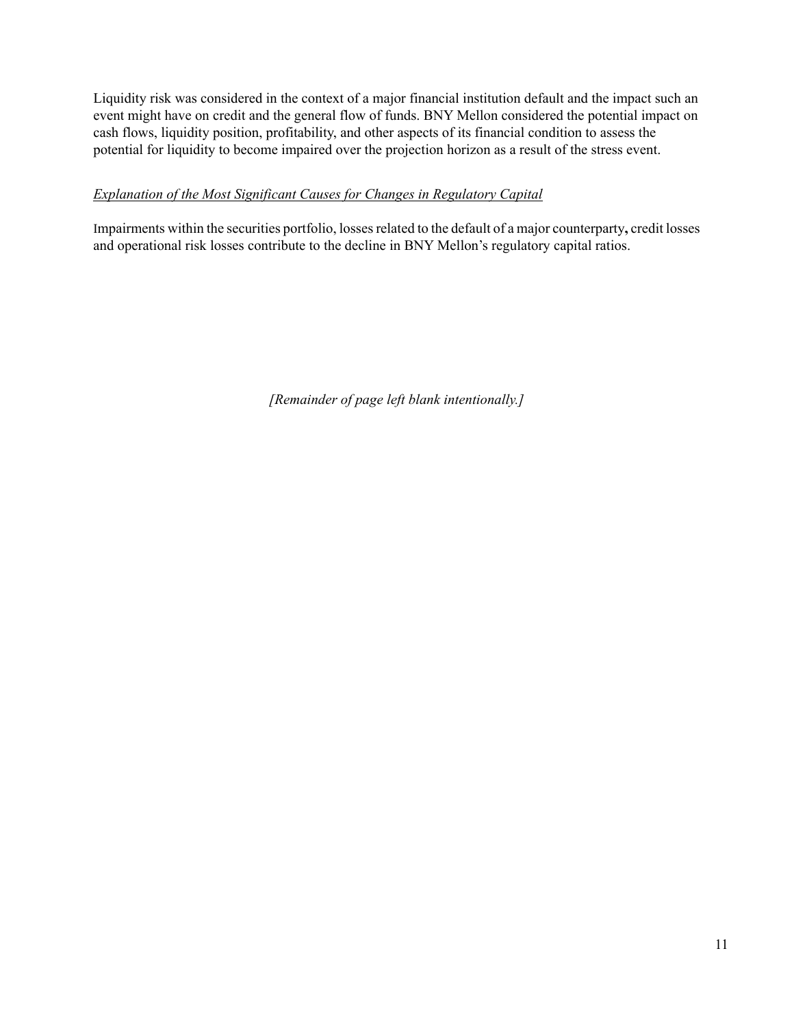Liquidity risk was considered in the context of a major financial institution default and the impact such an event might have on credit and the general flow of funds. BNY Mellon considered the potential impact on cash flows, liquidity position, profitability, and other aspects of its financial condition to assess the potential for liquidity to become impaired over the projection horizon as a result of the stress event.

*Explanation of the Most Significant Causes for Changes in Regulatory Capital*

Impairments within the securities portfolio, losses related to the default of a major counterparty**,** credit losses and operational risk losses contribute to the decline in BNY Mellon's regulatory capital ratios.

*[Remainder of page left blank intentionally.]*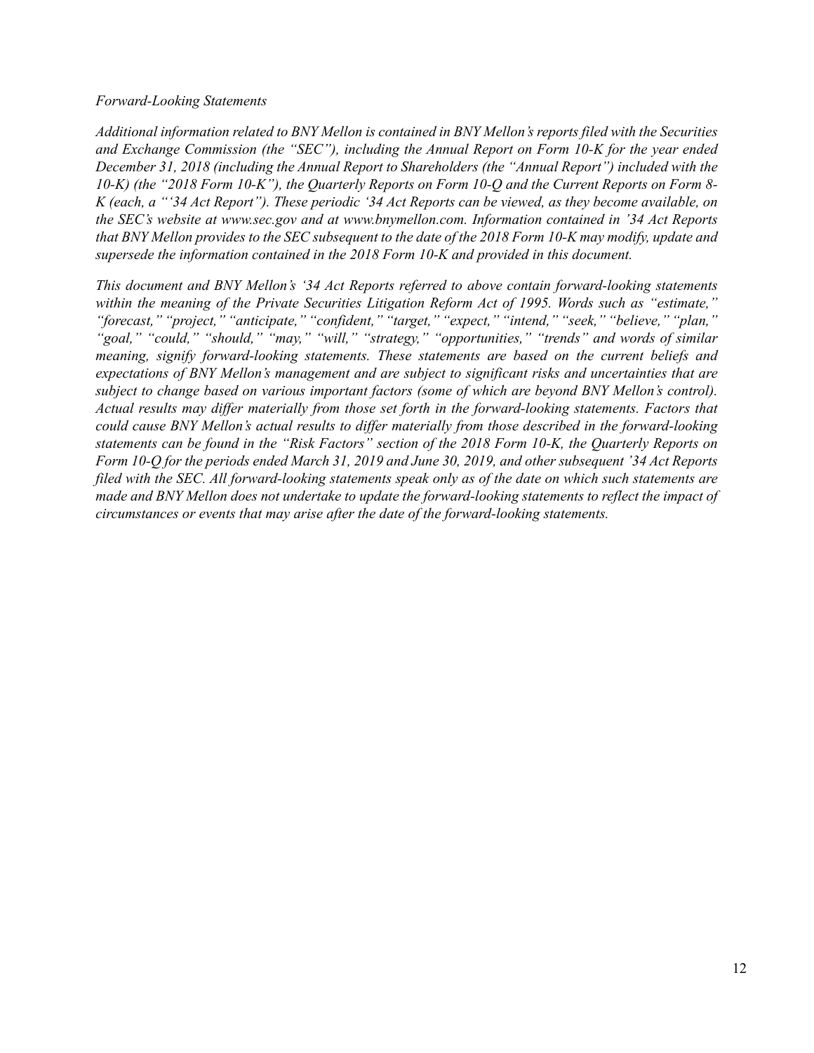*Forward-Looking Statements*

*Additional information related to BNY Mellon is contained in BNY Mellon's reports filed with the Securities and Exchange Commission (the "SEC"), including the Annual Report on Form 10-K for the year ended December 31, 2018 (including the Annual Report to Shareholders (the "Annual Report") included with the 10-K) (the "2018 Form 10-K"), the Quarterly Reports on Form 10-Q and the Current Reports on Form 8-K (each, a "'34 Act Report"). These periodic '34 Act Reports can be viewed, as they become available, on the SEC's website at www.sec.gov and at www.bnymellon.com. Information contained in '34 Act Reports that BNY Mellon provides to the SEC subsequent to the date of the 2018 Form 10-K may modify, update and supersede the information contained in the 2018 Form 10-K and provided in this document.*

*This document and BNY Mellon's '34 Act Reports referred to above contain forward-looking statements within the meaning of the Private Securities Litigation Reform Act of 1995. Words such as "estimate," "forecast," "project," "anticipate," "confident," "target," "expect," "intend," "seek," "believe," "plan," "goal," "could," "should," "may," "will," "strategy," "opportunities," "trends" and words of similar meaning, signify forward-looking statements. These statements are based on the current beliefs and expectations of BNY Mellon's management and are subject to significant risks and uncertainties that are subject to change based on various important factors (some of which are beyond BNY Mellon's control). Actual results may differ materially from those set forth in the forward-looking statements. Factors that could cause BNY Mellon's actual results to differ materially from those described in the forward-looking statements can be found in the "Risk Factors" section of the 2018 Form 10-K, the Quarterly Reports on Form 10-Q for the periods ended March 31, 2019 and June 30, 2019, and other subsequent '34 Act Reports filed with the SEC. All forward-looking statements speak only as of the date on which such statements are made and BNY Mellon does not undertake to update the forward-looking statements to reflect the impact of circumstances or events that may arise after the date of the forward-looking statements.*